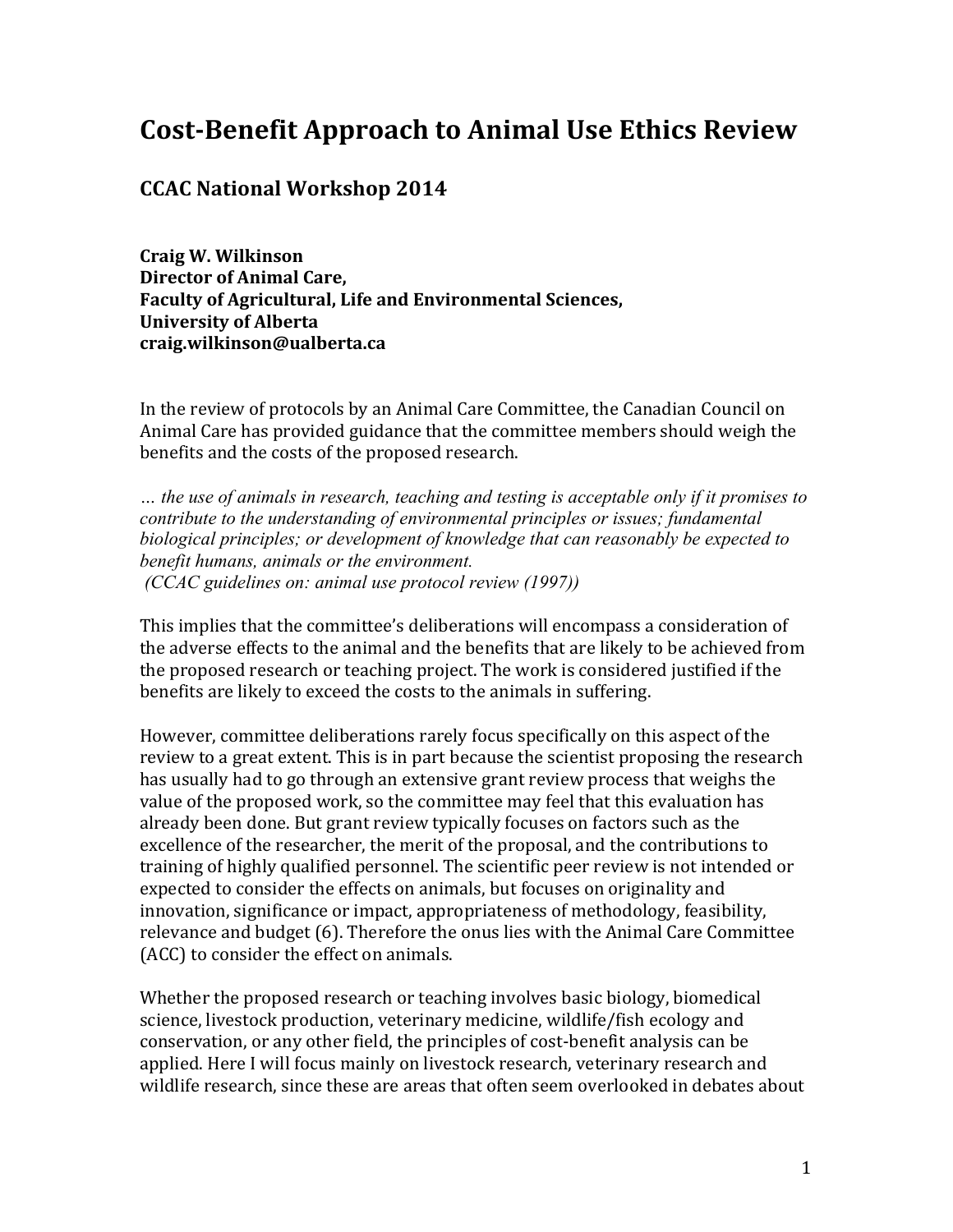# Cost-Benefit Approach to Animal Use Ethics Review

## CCAC National Workshop 2014

**Craig W. Wilkinson**
**Director of Animal Care,**
**Faculty of Agricultural, Life and Environmental Sciences,**
**University of Alberta**
**craig.wilkinson@ualberta.ca**

In the review of protocols by an Animal Care Committee, the Canadian Council on Animal Care has provided guidance that the committee members should weigh the benefits and the costs of the proposed research.

*… the use of animals in research, teaching and testing is acceptable only if it promises to contribute to the understanding of environmental principles or issues; fundamental biological principles; or development of knowledge that can reasonably be expected to benefit humans, animals or the environment.*
*(CCAC guidelines on: animal use protocol review (1997))*

This implies that the committee's deliberations will encompass a consideration of the adverse effects to the animal and the benefits that are likely to be achieved from the proposed research or teaching project. The work is considered justified if the benefits are likely to exceed the costs to the animals in suffering.

However, committee deliberations rarely focus specifically on this aspect of the review to a great extent. This is in part because the scientist proposing the research has usually had to go through an extensive grant review process that weighs the value of the proposed work, so the committee may feel that this evaluation has already been done. But grant review typically focuses on factors such as the excellence of the researcher, the merit of the proposal, and the contributions to training of highly qualified personnel. The scientific peer review is not intended or expected to consider the effects on animals, but focuses on originality and innovation, significance or impact, appropriateness of methodology, feasibility, relevance and budget (6). Therefore the onus lies with the Animal Care Committee (ACC) to consider the effect on animals.

Whether the proposed research or teaching involves basic biology, biomedical science, livestock production, veterinary medicine, wildlife/fish ecology and conservation, or any other field, the principles of cost-benefit analysis can be applied. Here I will focus mainly on livestock research, veterinary research and wildlife research, since these are areas that often seem overlooked in debates about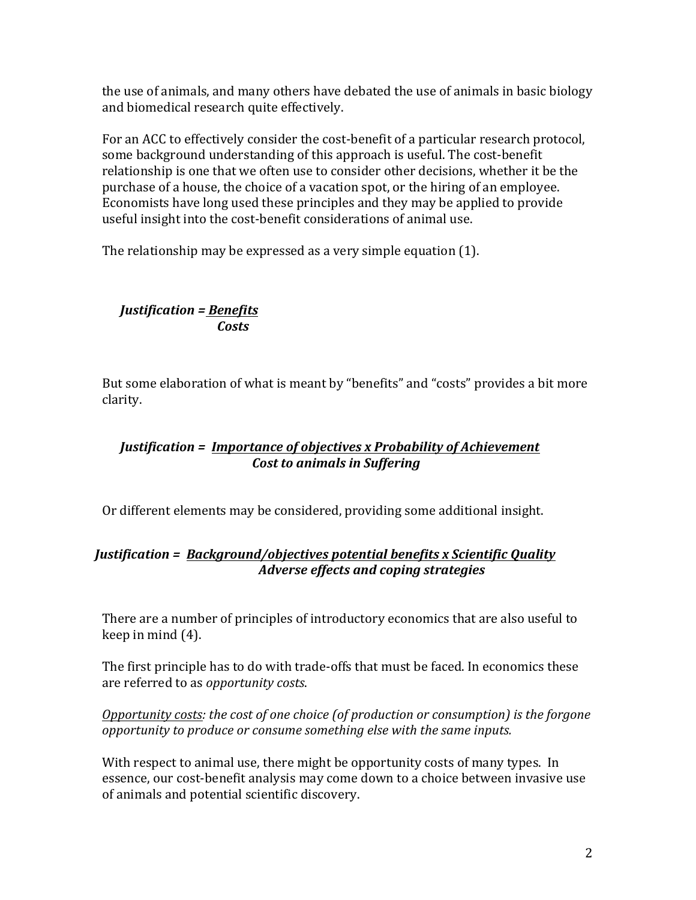the use of animals, and many others have debated the use of animals in basic biology and biomedical research quite effectively.

For an ACC to effectively consider the cost-benefit of a particular research protocol, some background understanding of this approach is useful. The cost-benefit relationship is one that we often use to consider other decisions, whether it be the purchase of a house, the choice of a vacation spot, or the hiring of an employee. Economists have long used these principles and they may be applied to provide useful insight into the cost-benefit considerations of animal use.

The relationship may be expressed as a very simple equation (1).

$$\textit{Justification} = \frac{\textit{Benefits}}{\textit{Costs}}$$

But some elaboration of what is meant by "benefits" and "costs" provides a bit more clarity.

$$\textit{Justification} = \frac{\textit{Importance of objectives} \times \textit{Probability of Achievement}}{\textit{Cost to animals in Suffering}}$$

Or different elements may be considered, providing some additional insight.

$$\textit{Justification} = \frac{\textit{Background/objectives potential benefits} \times \textit{Scientific Quality}}{\textit{Adverse effects and coping strategies}}$$

There are a number of principles of introductory economics that are also useful to keep in mind (4).

The first principle has to do with trade-offs that must be faced. In economics these are referred to as *opportunity costs*.

*<u>Opportunity costs</u>: the cost of one choice (of production or consumption) is the forgone opportunity to produce or consume something else with the same inputs.*

With respect to animal use, there might be opportunity costs of many types. In essence, our cost-benefit analysis may come down to a choice between invasive use of animals and potential scientific discovery.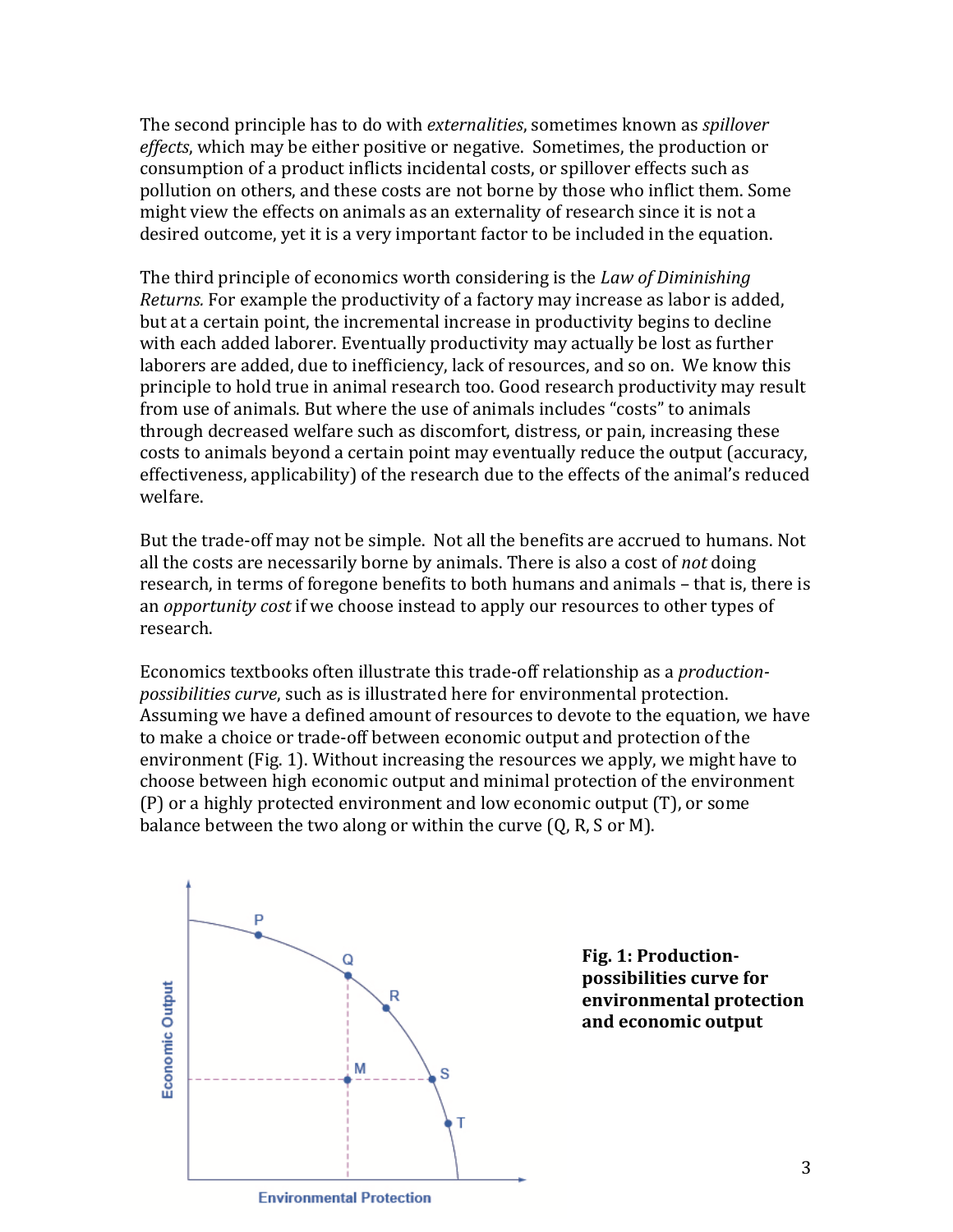The second principle has to do with *externalities*, sometimes known as *spillover effects*, which may be either positive or negative. Sometimes, the production or consumption of a product inflicts incidental costs, or spillover effects such as pollution on others, and these costs are not borne by those who inflict them. Some might view the effects on animals as an externality of research since it is not a desired outcome, yet it is a very important factor to be included in the equation.

The third principle of economics worth considering is the *Law of Diminishing Returns.* For example the productivity of a factory may increase as labor is added, but at a certain point, the incremental increase in productivity begins to decline with each added laborer. Eventually productivity may actually be lost as further laborers are added, due to inefficiency, lack of resources, and so on. We know this principle to hold true in animal research too. Good research productivity may result from use of animals. But where the use of animals includes "costs" to animals through decreased welfare such as discomfort, distress, or pain, increasing these costs to animals beyond a certain point may eventually reduce the output (accuracy, effectiveness, applicability) of the research due to the effects of the animal's reduced welfare.

But the trade-off may not be simple. Not all the benefits are accrued to humans. Not all the costs are necessarily borne by animals. There is also a cost of *not* doing research, in terms of foregone benefits to both humans and animals – that is, there is an *opportunity cost* if we choose instead to apply our resources to other types of research.

Economics textbooks often illustrate this trade-off relationship as a *production-possibilities curve*, such as is illustrated here for environmental protection. Assuming we have a defined amount of resources to devote to the equation, we have to make a choice or trade-off between economic output and protection of the environment (Fig. 1). Without increasing the resources we apply, we might have to choose between high economic output and minimal protection of the environment (P) or a highly protected environment and low economic output (T), or some balance between the two along or within the curve (Q, R, S or M).

**Fig. 1: Production-possibilities curve for environmental protection and economic output**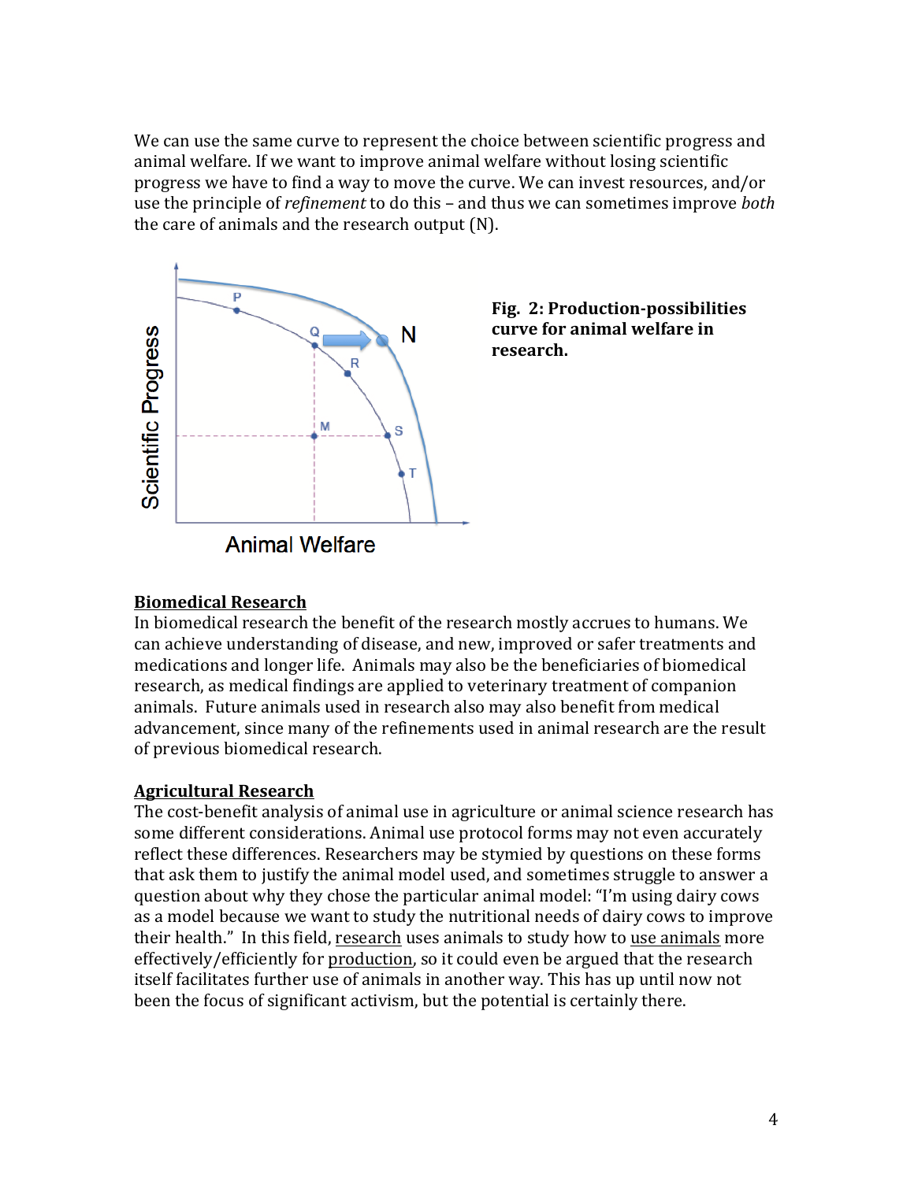We can use the same curve to represent the choice between scientific progress and animal welfare. If we want to improve animal welfare without losing scientific progress we have to find a way to move the curve. We can invest resources, and/or use the principle of *refinement* to do this – and thus we can sometimes improve *both* the care of animals and the research output (N).

**Fig. 2: Production-possibilities curve for animal welfare in research.**

**Biomedical Research**

In biomedical research the benefit of the research mostly accrues to humans. We can achieve understanding of disease, and new, improved or safer treatments and medications and longer life. Animals may also be the beneficiaries of biomedical research, as medical findings are applied to veterinary treatment of companion animals. Future animals used in research also may also benefit from medical advancement, since many of the refinements used in animal research are the result of previous biomedical research.

**Agricultural Research**

The cost-benefit analysis of animal use in agriculture or animal science research has some different considerations. Animal use protocol forms may not even accurately reflect these differences. Researchers may be stymied by questions on these forms that ask them to justify the animal model used, and sometimes struggle to answer a question about why they chose the particular animal model: "I'm using dairy cows as a model because we want to study the nutritional needs of dairy cows to improve their health." In this field, research uses animals to study how to use animals more effectively/efficiently for production, so it could even be argued that the research itself facilitates further use of animals in another way. This has up until now not been the focus of significant activism, but the potential is certainly there.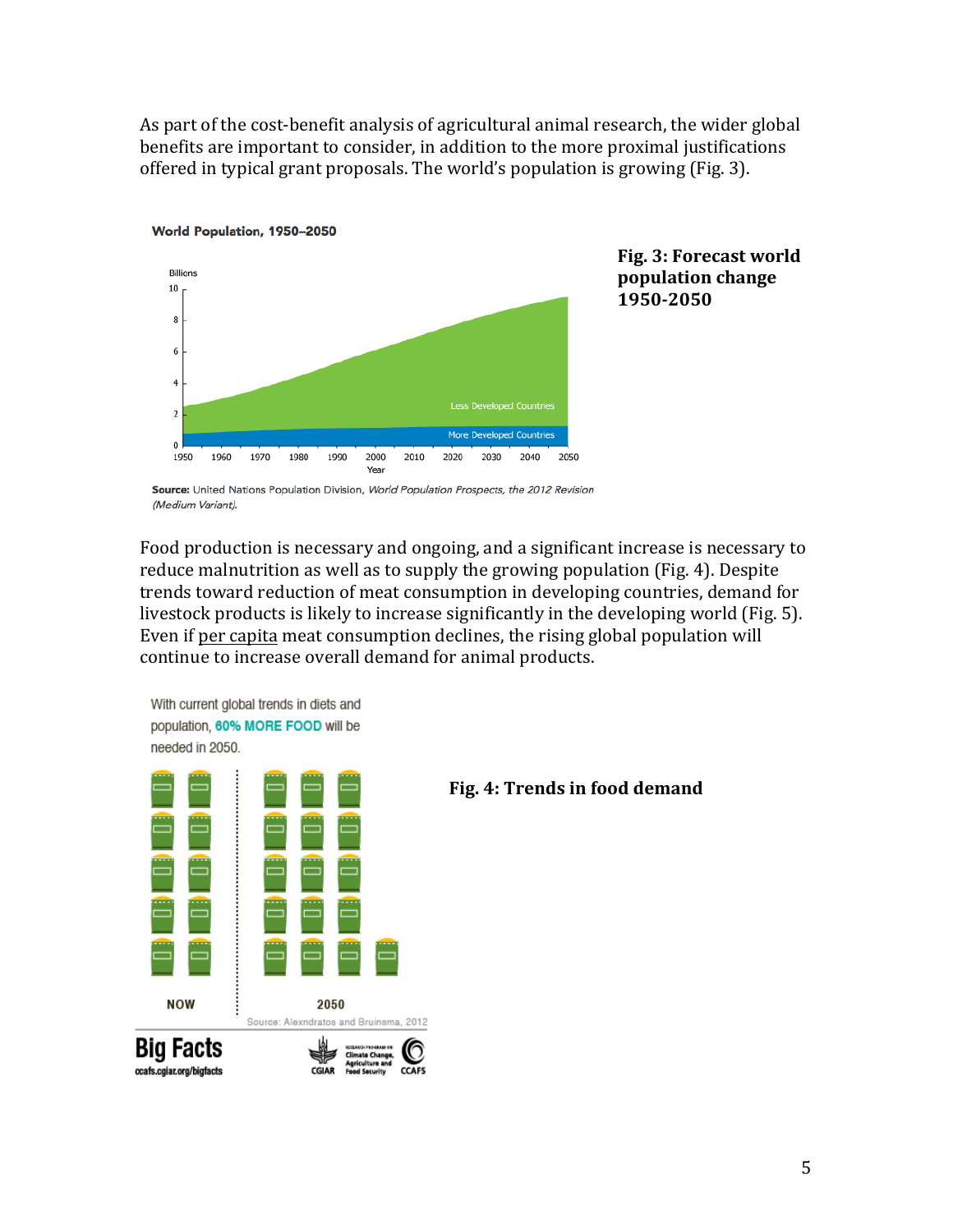As part of the cost-benefit analysis of agricultural animal research, the wider global benefits are important to consider, in addition to the more proximal justifications offered in typical grant proposals. The world's population is growing (Fig. 3).

World Population, 1950–2050

Source: United Nations Population Division, *World Population Prospects, the 2012 Revision (Medium Variant).*

**Fig. 3: Forecast world population change 1950-2050**

Food production is necessary and ongoing, and a significant increase is necessary to reduce malnutrition as well as to supply the growing population (Fig. 4). Despite trends toward reduction of meat consumption in developing countries, demand for livestock products is likely to increase significantly in the developing world (Fig. 5). Even if per capita meat consumption declines, the rising global population will continue to increase overall demand for animal products.

With current global trends in diets and population, **60% MORE FOOD** will be needed in 2050.

Source: Alexndratos and Bruinsma, 2012

**Fig. 4: Trends in food demand**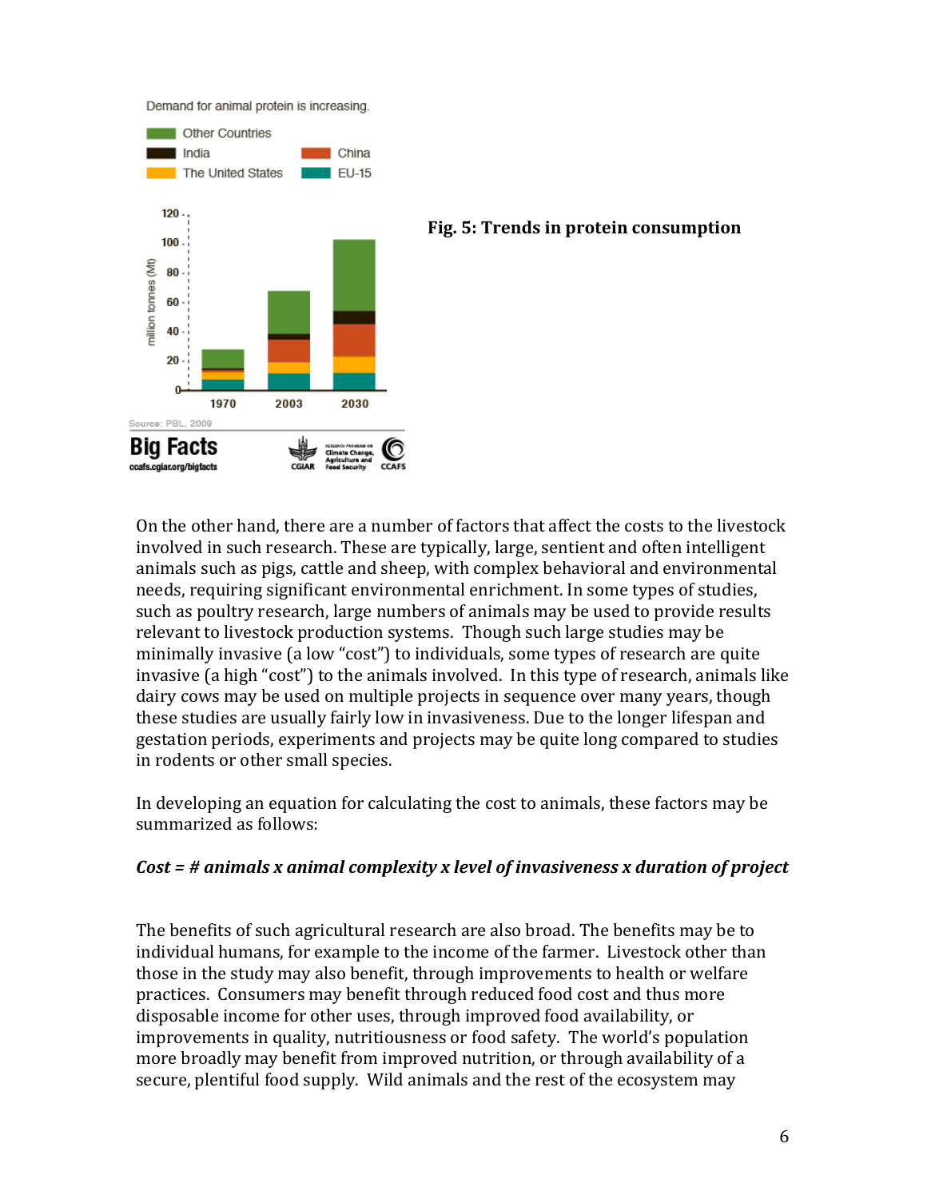Fig. 5: Trends in protein consumption

On the other hand, there are a number of factors that affect the costs to the livestock involved in such research. These are typically, large, sentient and often intelligent animals such as pigs, cattle and sheep, with complex behavioral and environmental needs, requiring significant environmental enrichment. In some types of studies, such as poultry research, large numbers of animals may be used to provide results relevant to livestock production systems. Though such large studies may be minimally invasive (a low "cost") to individuals, some types of research are quite invasive (a high "cost") to the animals involved. In this type of research, animals like dairy cows may be used on multiple projects in sequence over many years, though these studies are usually fairly low in invasiveness. Due to the longer lifespan and gestation periods, experiments and projects may be quite long compared to studies in rodents or other small species.

In developing an equation for calculating the cost to animals, these factors may be summarized as follows:

***Cost = # animals x animal complexity x level of invasiveness x duration of project***

The benefits of such agricultural research are also broad. The benefits may be to individual humans, for example to the income of the farmer. Livestock other than those in the study may also benefit, through improvements to health or welfare practices. Consumers may benefit through reduced food cost and thus more disposable income for other uses, through improved food availability, or improvements in quality, nutritiousness or food safety. The world's population more broadly may benefit from improved nutrition, or through availability of a secure, plentiful food supply. Wild animals and the rest of the ecosystem may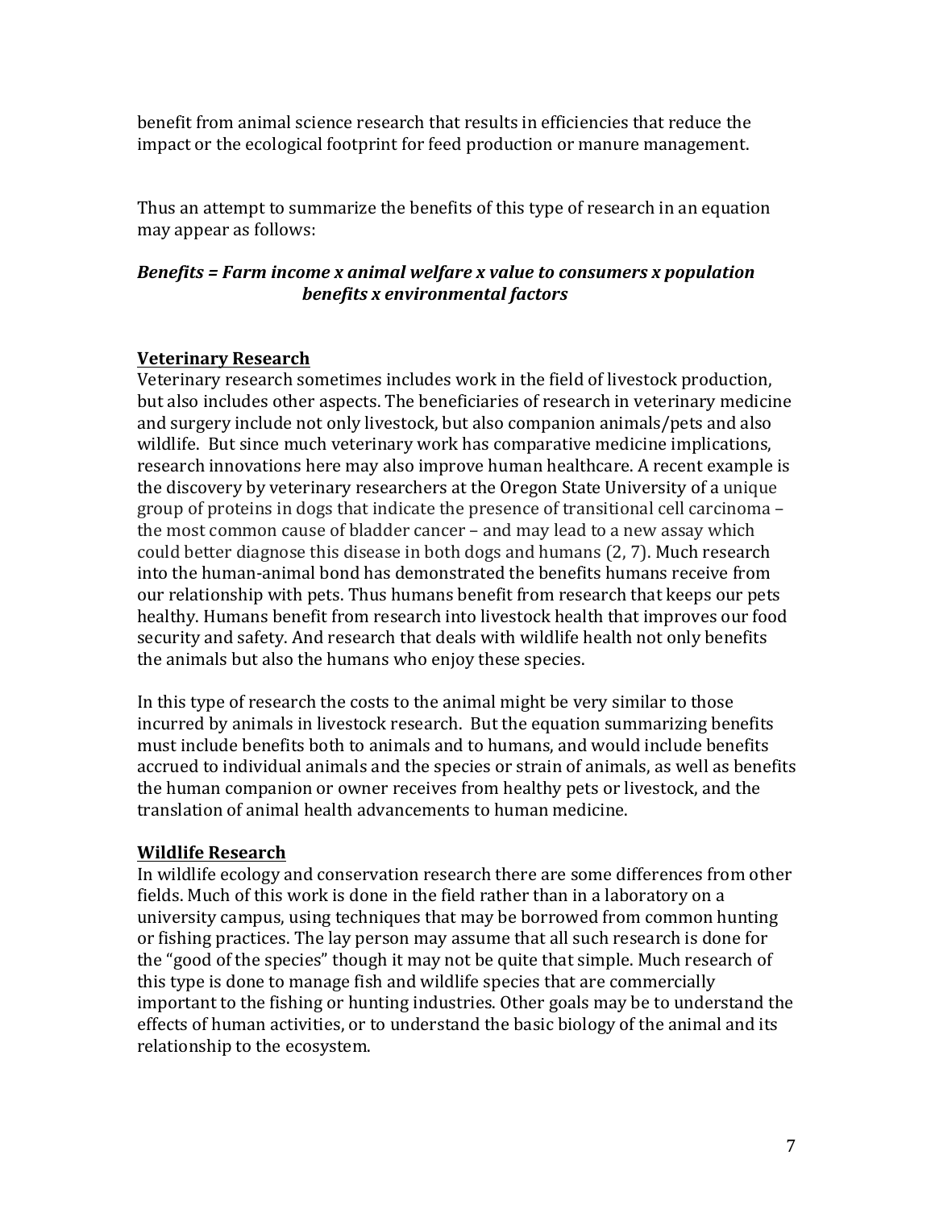benefit from animal science research that results in efficiencies that reduce the impact or the ecological footprint for feed production or manure management.

Thus an attempt to summarize the benefits of this type of research in an equation may appear as follows:

***Benefits = Farm income x animal welfare x value to consumers x population benefits x environmental factors***

**Veterinary Research**

Veterinary research sometimes includes work in the field of livestock production, but also includes other aspects. The beneficiaries of research in veterinary medicine and surgery include not only livestock, but also companion animals/pets and also wildlife. But since much veterinary work has comparative medicine implications, research innovations here may also improve human healthcare. A recent example is the discovery by veterinary researchers at the Oregon State University of a unique group of proteins in dogs that indicate the presence of transitional cell carcinoma – the most common cause of bladder cancer – and may lead to a new assay which could better diagnose this disease in both dogs and humans (2, 7). Much research into the human-animal bond has demonstrated the benefits humans receive from our relationship with pets. Thus humans benefit from research that keeps our pets healthy. Humans benefit from research into livestock health that improves our food security and safety. And research that deals with wildlife health not only benefits the animals but also the humans who enjoy these species.

In this type of research the costs to the animal might be very similar to those incurred by animals in livestock research. But the equation summarizing benefits must include benefits both to animals and to humans, and would include benefits accrued to individual animals and the species or strain of animals, as well as benefits the human companion or owner receives from healthy pets or livestock, and the translation of animal health advancements to human medicine.

**Wildlife Research**

In wildlife ecology and conservation research there are some differences from other fields. Much of this work is done in the field rather than in a laboratory on a university campus, using techniques that may be borrowed from common hunting or fishing practices. The lay person may assume that all such research is done for the "good of the species" though it may not be quite that simple. Much research of this type is done to manage fish and wildlife species that are commercially important to the fishing or hunting industries. Other goals may be to understand the effects of human activities, or to understand the basic biology of the animal and its relationship to the ecosystem.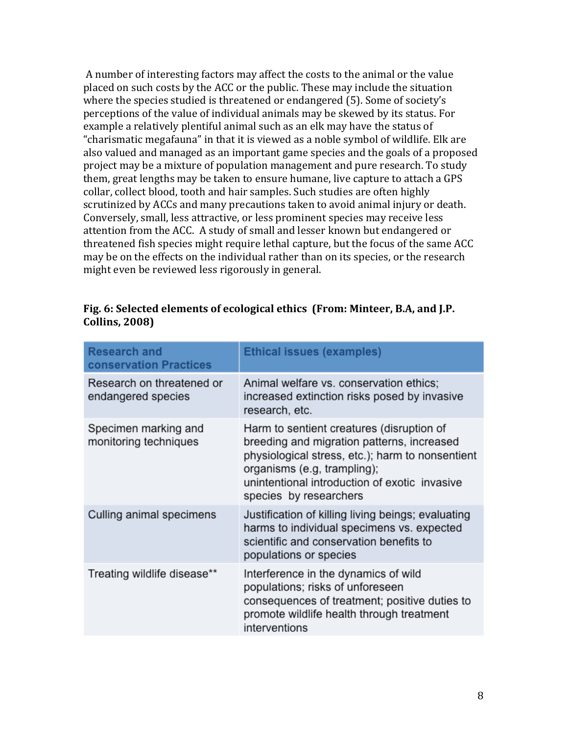A number of interesting factors may affect the costs to the animal or the value placed on such costs by the ACC or the public. These may include the situation where the species studied is threatened or endangered (5). Some of society's perceptions of the value of individual animals may be skewed by its status. For example a relatively plentiful animal such as an elk may have the status of "charismatic megafauna" in that it is viewed as a noble symbol of wildlife. Elk are also valued and managed as an important game species and the goals of a proposed project may be a mixture of population management and pure research. To study them, great lengths may be taken to ensure humane, live capture to attach a GPS collar, collect blood, tooth and hair samples. Such studies are often highly scrutinized by ACCs and many precautions taken to avoid animal injury or death. Conversely, small, less attractive, or less prominent species may receive less attention from the ACC. A study of small and lesser known but endangered or threatened fish species might require lethal capture, but the focus of the same ACC may be on the effects on the individual rather than on its species, or the research might even be reviewed less rigorously in general.

**Fig. 6: Selected elements of ecological ethics (From: Minteer, B.A, and J.P. Collins, 2008)**

| Research and conservation Practices | Ethical issues (examples) |
|---|---|
| Research on threatened or endangered species | Animal welfare vs. conservation ethics; increased extinction risks posed by invasive research, etc. |
| Specimen marking and monitoring techniques | Harm to sentient creatures (disruption of breeding and migration patterns, increased physiological stress, etc.); harm to nonsentient organisms (e.g, trampling); unintentional introduction of exotic invasive species by researchers |
| Culling animal specimens | Justification of killing living beings; evaluating harms to individual specimens vs. expected scientific and conservation benefits to populations or species |
| Treating wildlife disease** | Interference in the dynamics of wild populations; risks of unforeseen consequences of treatment; positive duties to promote wildlife health through treatment interventions |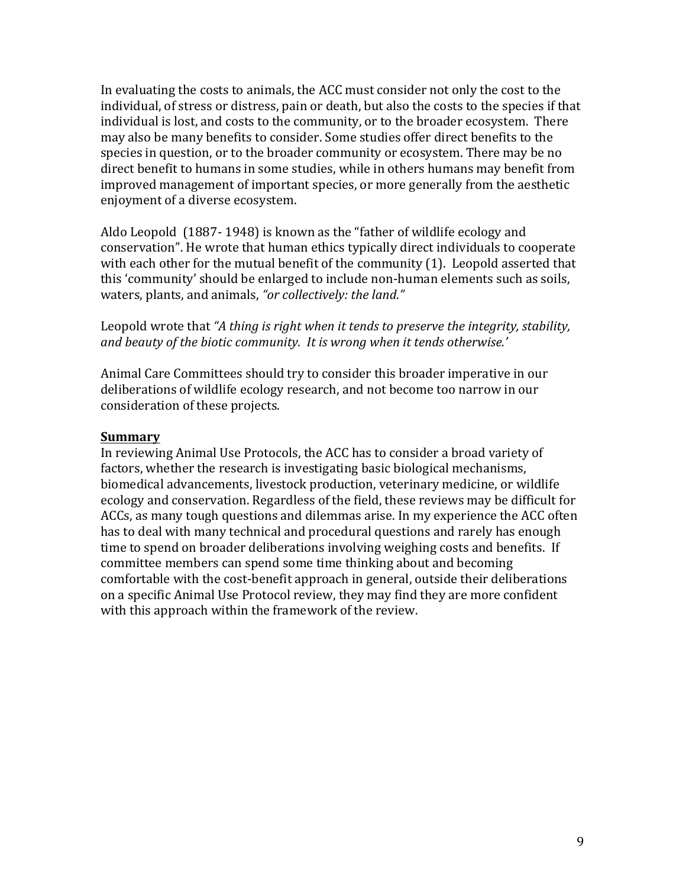In evaluating the costs to animals, the ACC must consider not only the cost to the individual, of stress or distress, pain or death, but also the costs to the species if that individual is lost, and costs to the community, or to the broader ecosystem. There may also be many benefits to consider. Some studies offer direct benefits to the species in question, or to the broader community or ecosystem. There may be no direct benefit to humans in some studies, while in others humans may benefit from improved management of important species, or more generally from the aesthetic enjoyment of a diverse ecosystem.

Aldo Leopold (1887- 1948) is known as the "father of wildlife ecology and conservation". He wrote that human ethics typically direct individuals to cooperate with each other for the mutual benefit of the community (1). Leopold asserted that this 'community' should be enlarged to include non-human elements such as soils, waters, plants, and animals, *"or collectively: the land."*

Leopold wrote that *"A thing is right when it tends to preserve the integrity, stability, and beauty of the biotic community. It is wrong when it tends otherwise.'*

Animal Care Committees should try to consider this broader imperative in our deliberations of wildlife ecology research, and not become too narrow in our consideration of these projects.

## **Summary**

In reviewing Animal Use Protocols, the ACC has to consider a broad variety of factors, whether the research is investigating basic biological mechanisms, biomedical advancements, livestock production, veterinary medicine, or wildlife ecology and conservation. Regardless of the field, these reviews may be difficult for ACCs, as many tough questions and dilemmas arise. In my experience the ACC often has to deal with many technical and procedural questions and rarely has enough time to spend on broader deliberations involving weighing costs and benefits. If committee members can spend some time thinking about and becoming comfortable with the cost-benefit approach in general, outside their deliberations on a specific Animal Use Protocol review, they may find they are more confident with this approach within the framework of the review.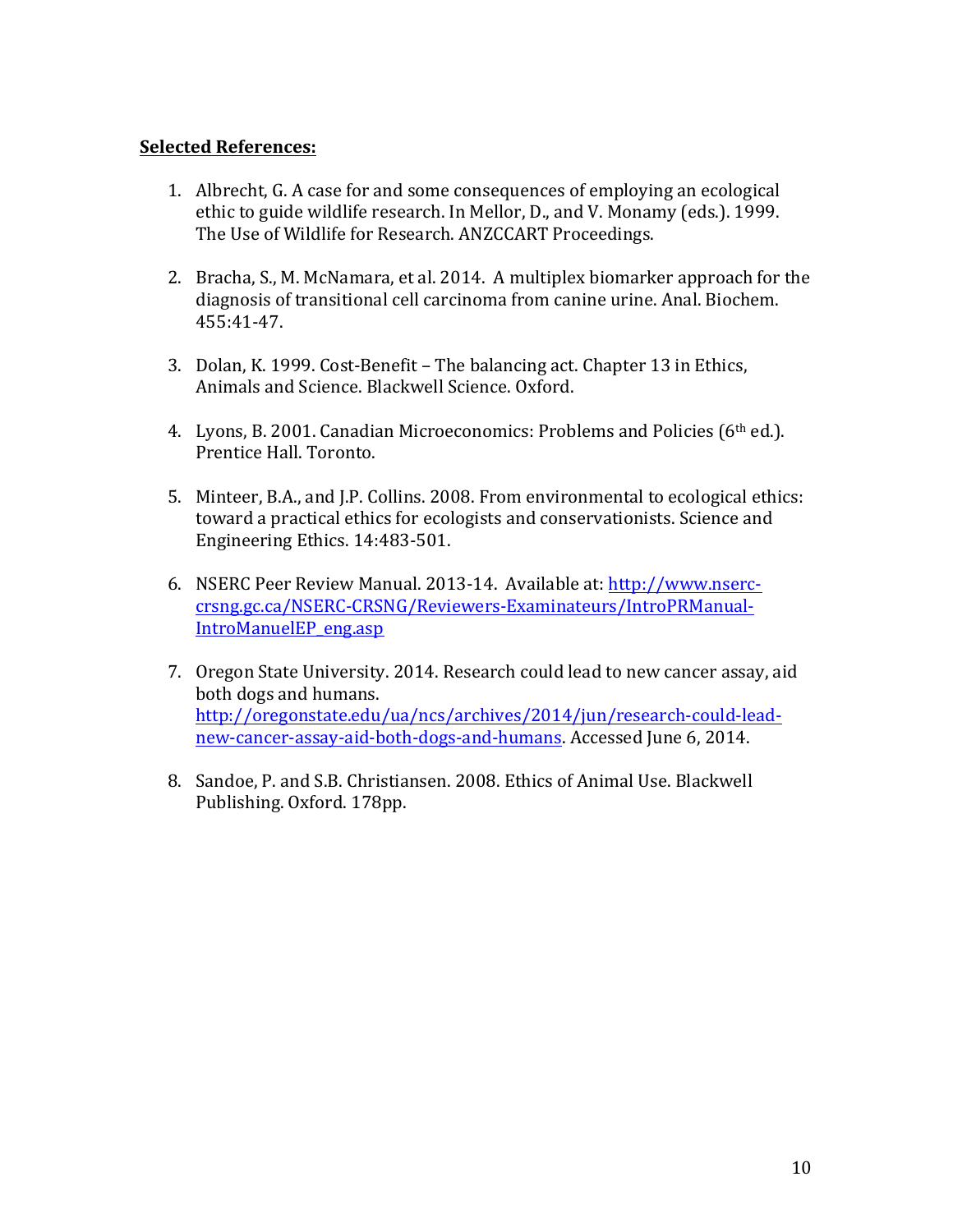**Selected References:**

1. Albrecht, G. A case for and some consequences of employing an ecological ethic to guide wildlife research. In Mellor, D., and V. Monamy (eds.). 1999. The Use of Wildlife for Research. ANZCCART Proceedings.

2. Bracha, S., M. McNamara, et al. 2014. A multiplex biomarker approach for the diagnosis of transitional cell carcinoma from canine urine. Anal. Biochem. 455:41-47.

3. Dolan, K. 1999. Cost-Benefit – The balancing act. Chapter 13 in Ethics, Animals and Science. Blackwell Science. Oxford.

4. Lyons, B. 2001. Canadian Microeconomics: Problems and Policies (6th ed.). Prentice Hall. Toronto.

5. Minteer, B.A., and J.P. Collins. 2008. From environmental to ecological ethics: toward a practical ethics for ecologists and conservationists. Science and Engineering Ethics. 14:483-501.

6. NSERC Peer Review Manual. 2013-14. Available at: [http://www.nserc-crsng.gc.ca/NSERC-CRSNG/Reviewers-Examinateurs/IntroPRManual-IntroManuelEP_eng.asp](http://www.nserc-crsng.gc.ca/NSERC-CRSNG/Reviewers-Examinateurs/IntroPRManual-IntroManuelEP_eng.asp)

7. Oregon State University. 2014. Research could lead to new cancer assay, aid both dogs and humans. [http://oregonstate.edu/ua/ncs/archives/2014/jun/research-could-lead-new-cancer-assay-aid-both-dogs-and-humans](http://oregonstate.edu/ua/ncs/archives/2014/jun/research-could-lead-new-cancer-assay-aid-both-dogs-and-humans). Accessed June 6, 2014.

8. Sandoe, P. and S.B. Christiansen. 2008. Ethics of Animal Use. Blackwell Publishing. Oxford. 178pp.